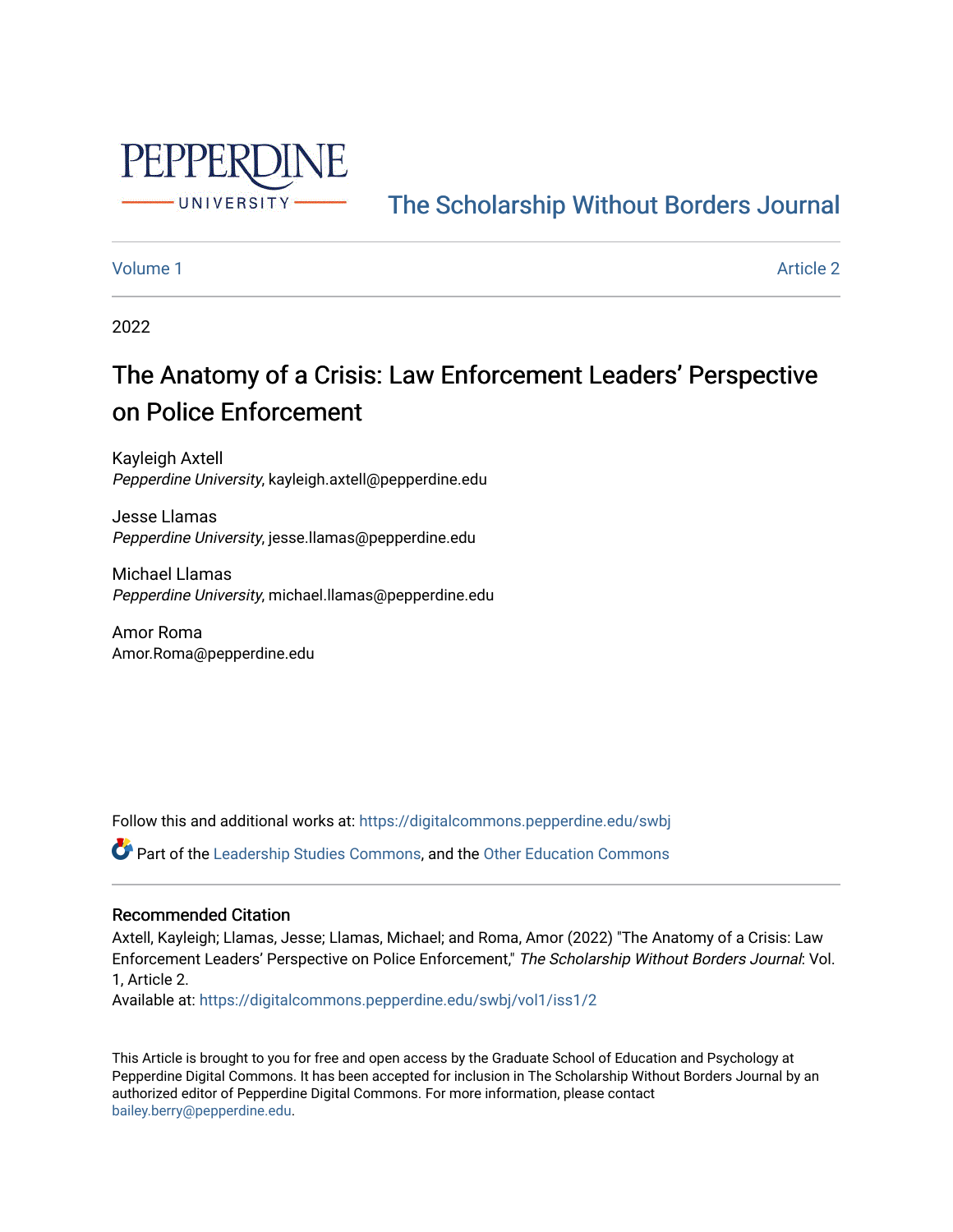PEPPERDINE UNIVERSITY

The Scholarship Without Borders Journal

Volume 1 Article 2

2022

# The Anatomy of a Crisis: Law Enforcement Leaders' Perspective on Police Enforcement

Kayleigh Axtell
*Pepperdine University*, kayleigh.axtell@pepperdine.edu

Jesse Llamas
*Pepperdine University*, jesse.llamas@pepperdine.edu

Michael Llamas
*Pepperdine University*, michael.llamas@pepperdine.edu

Amor Roma
Amor.Roma@pepperdine.edu

Follow this and additional works at: https://digitalcommons.pepperdine.edu/swbj

Part of the Leadership Studies Commons, and the Other Education Commons

## Recommended Citation

Axtell, Kayleigh; Llamas, Jesse; Llamas, Michael; and Roma, Amor (2022) "The Anatomy of a Crisis: Law Enforcement Leaders' Perspective on Police Enforcement," *The Scholarship Without Borders Journal*: Vol. 1, Article 2.
Available at: https://digitalcommons.pepperdine.edu/swbj/vol1/iss1/2

This Article is brought to you for free and open access by the Graduate School of Education and Psychology at Pepperdine Digital Commons. It has been accepted for inclusion in The Scholarship Without Borders Journal by an authorized editor of Pepperdine Digital Commons. For more information, please contact bailey.berry@pepperdine.edu.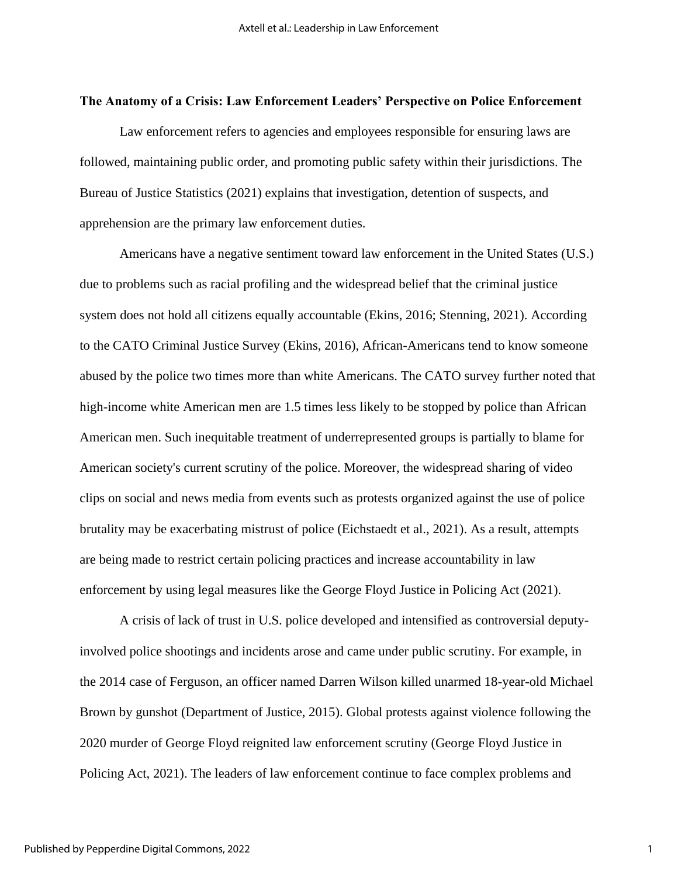## The Anatomy of a Crisis: Law Enforcement Leaders' Perspective on Police Enforcement

Law enforcement refers to agencies and employees responsible for ensuring laws are followed, maintaining public order, and promoting public safety within their jurisdictions. The Bureau of Justice Statistics (2021) explains that investigation, detention of suspects, and apprehension are the primary law enforcement duties.

Americans have a negative sentiment toward law enforcement in the United States (U.S.) due to problems such as racial profiling and the widespread belief that the criminal justice system does not hold all citizens equally accountable (Ekins, 2016; Stenning, 2021). According to the CATO Criminal Justice Survey (Ekins, 2016), African-Americans tend to know someone abused by the police two times more than white Americans. The CATO survey further noted that high-income white American men are 1.5 times less likely to be stopped by police than African American men. Such inequitable treatment of underrepresented groups is partially to blame for American society's current scrutiny of the police. Moreover, the widespread sharing of video clips on social and news media from events such as protests organized against the use of police brutality may be exacerbating mistrust of police (Eichstaedt et al., 2021). As a result, attempts are being made to restrict certain policing practices and increase accountability in law enforcement by using legal measures like the George Floyd Justice in Policing Act (2021).

A crisis of lack of trust in U.S. police developed and intensified as controversial deputy-involved police shootings and incidents arose and came under public scrutiny. For example, in the 2014 case of Ferguson, an officer named Darren Wilson killed unarmed 18-year-old Michael Brown by gunshot (Department of Justice, 2015). Global protests against violence following the 2020 murder of George Floyd reignited law enforcement scrutiny (George Floyd Justice in Policing Act, 2021). The leaders of law enforcement continue to face complex problems and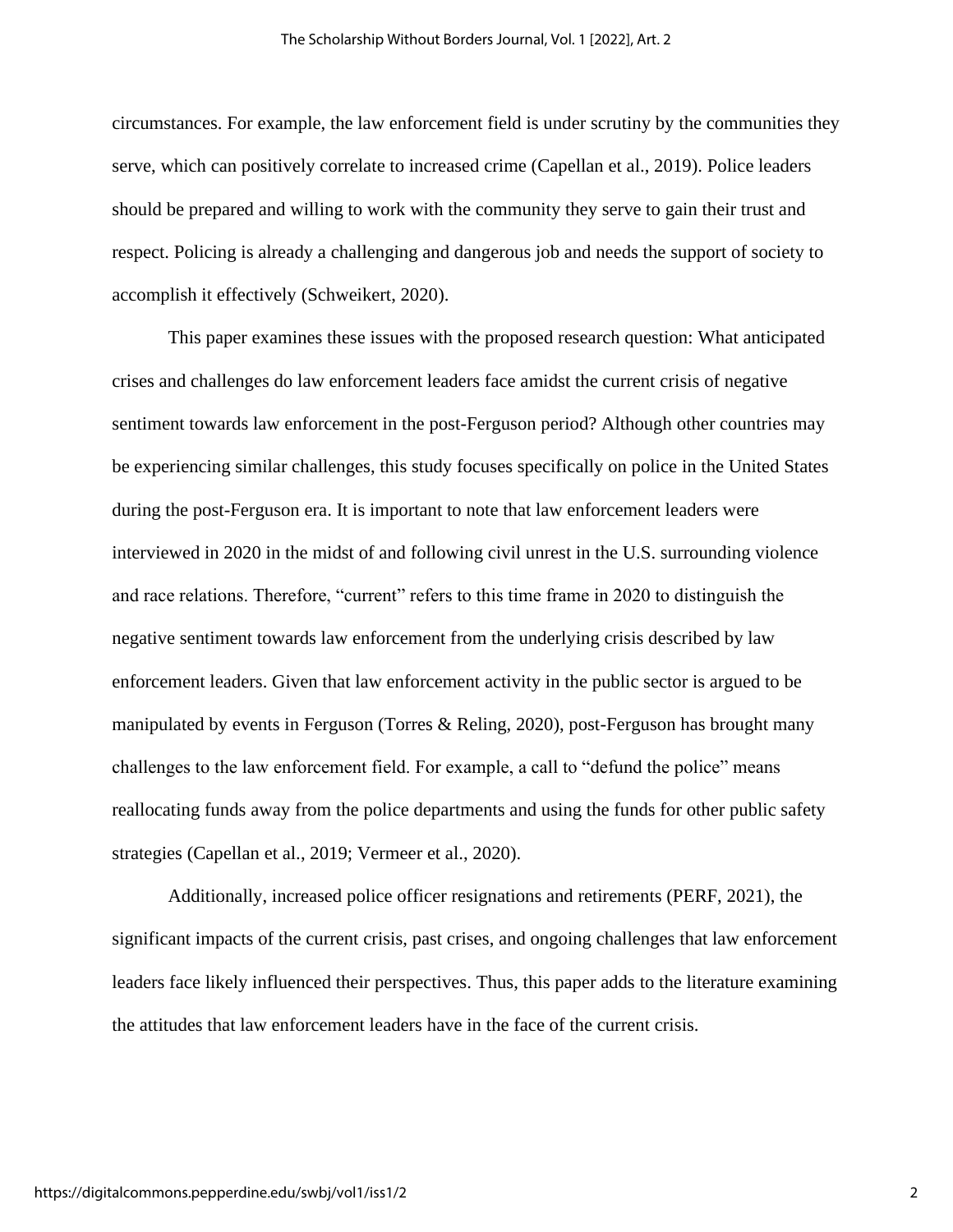circumstances. For example, the law enforcement field is under scrutiny by the communities they serve, which can positively correlate to increased crime (Capellan et al., 2019). Police leaders should be prepared and willing to work with the community they serve to gain their trust and respect. Policing is already a challenging and dangerous job and needs the support of society to accomplish it effectively (Schweikert, 2020).

This paper examines these issues with the proposed research question: What anticipated crises and challenges do law enforcement leaders face amidst the current crisis of negative sentiment towards law enforcement in the post-Ferguson period? Although other countries may be experiencing similar challenges, this study focuses specifically on police in the United States during the post-Ferguson era. It is important to note that law enforcement leaders were interviewed in 2020 in the midst of and following civil unrest in the U.S. surrounding violence and race relations. Therefore, "current" refers to this time frame in 2020 to distinguish the negative sentiment towards law enforcement from the underlying crisis described by law enforcement leaders. Given that law enforcement activity in the public sector is argued to be manipulated by events in Ferguson (Torres & Reling, 2020), post-Ferguson has brought many challenges to the law enforcement field. For example, a call to "defund the police" means reallocating funds away from the police departments and using the funds for other public safety strategies (Capellan et al., 2019; Vermeer et al., 2020).

Additionally, increased police officer resignations and retirements (PERF, 2021), the significant impacts of the current crisis, past crises, and ongoing challenges that law enforcement leaders face likely influenced their perspectives. Thus, this paper adds to the literature examining the attitudes that law enforcement leaders have in the face of the current crisis.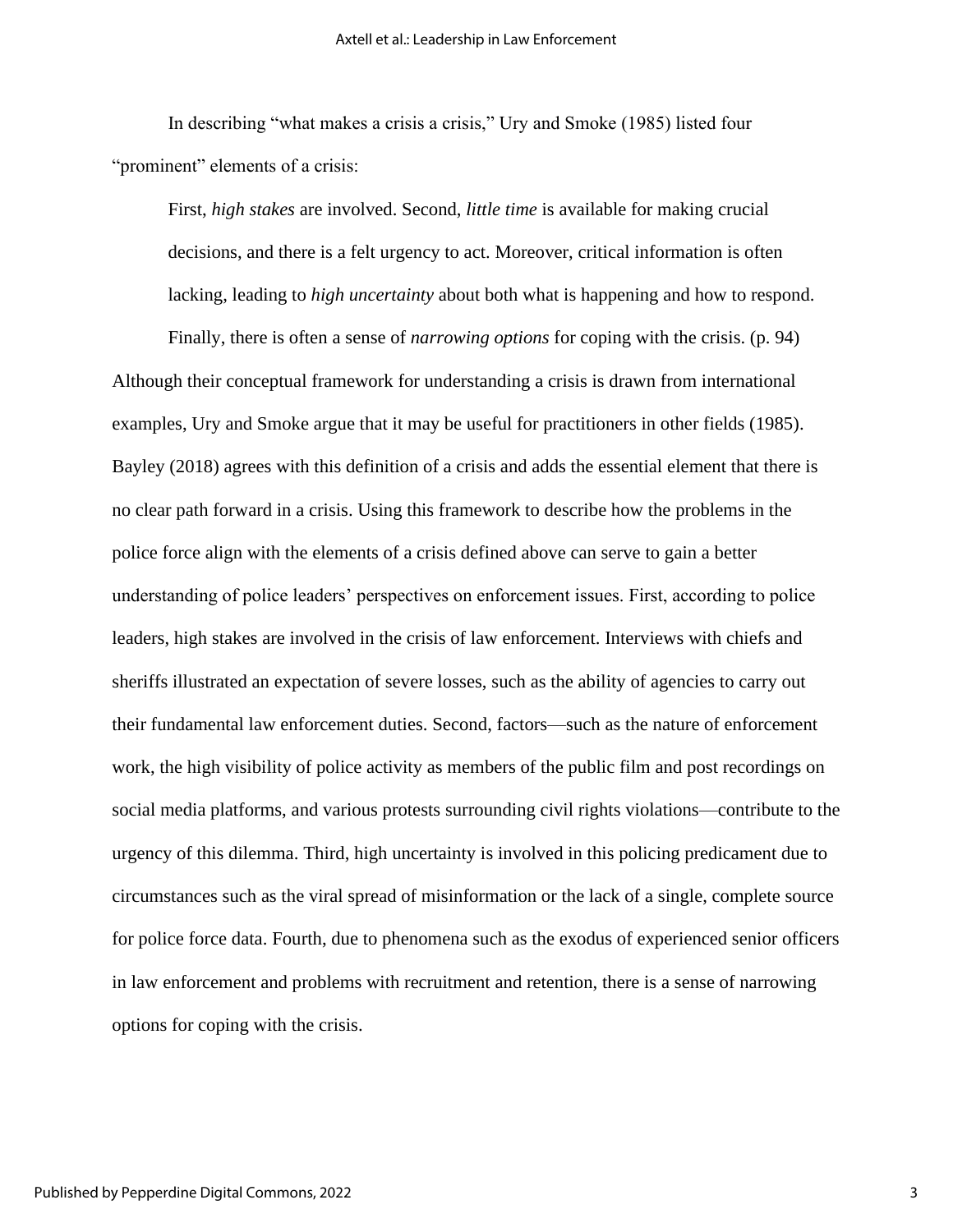In describing "what makes a crisis a crisis," Ury and Smoke (1985) listed four "prominent" elements of a crisis:

> First, *high stakes* are involved. Second, *little time* is available for making crucial decisions, and there is a felt urgency to act. Moreover, critical information is often lacking, leading to *high uncertainty* about both what is happening and how to respond. Finally, there is often a sense of *narrowing options* for coping with the crisis. (p. 94)

Although their conceptual framework for understanding a crisis is drawn from international examples, Ury and Smoke argue that it may be useful for practitioners in other fields (1985). Bayley (2018) agrees with this definition of a crisis and adds the essential element that there is no clear path forward in a crisis. Using this framework to describe how the problems in the police force align with the elements of a crisis defined above can serve to gain a better understanding of police leaders' perspectives on enforcement issues. First, according to police leaders, high stakes are involved in the crisis of law enforcement. Interviews with chiefs and sheriffs illustrated an expectation of severe losses, such as the ability of agencies to carry out their fundamental law enforcement duties. Second, factors—such as the nature of enforcement work, the high visibility of police activity as members of the public film and post recordings on social media platforms, and various protests surrounding civil rights violations—contribute to the urgency of this dilemma. Third, high uncertainty is involved in this policing predicament due to circumstances such as the viral spread of misinformation or the lack of a single, complete source for police force data. Fourth, due to phenomena such as the exodus of experienced senior officers in law enforcement and problems with recruitment and retention, there is a sense of narrowing options for coping with the crisis.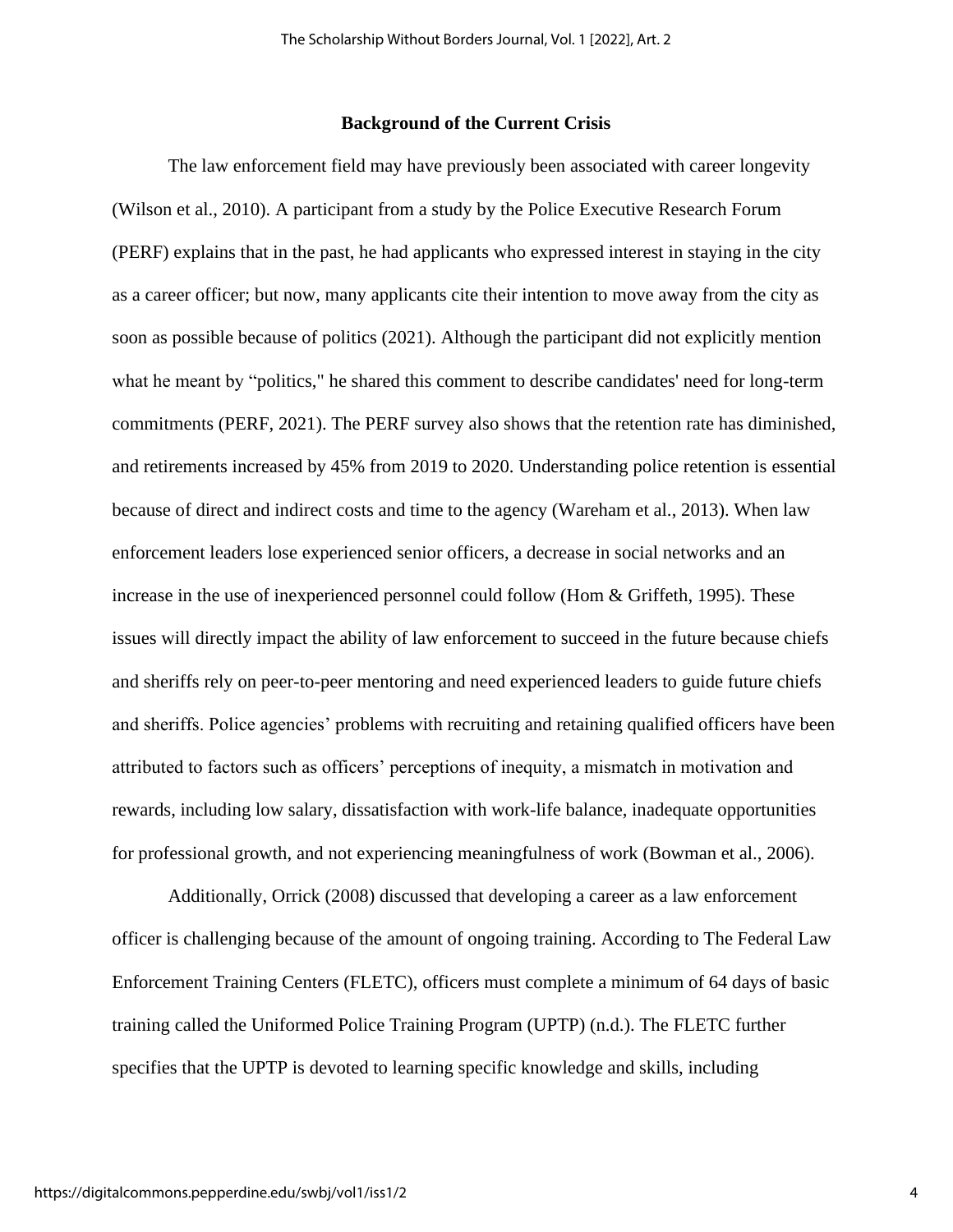## Background of the Current Crisis

The law enforcement field may have previously been associated with career longevity (Wilson et al., 2010). A participant from a study by the Police Executive Research Forum (PERF) explains that in the past, he had applicants who expressed interest in staying in the city as a career officer; but now, many applicants cite their intention to move away from the city as soon as possible because of politics (2021). Although the participant did not explicitly mention what he meant by "politics," he shared this comment to describe candidates' need for long-term commitments (PERF, 2021). The PERF survey also shows that the retention rate has diminished, and retirements increased by 45% from 2019 to 2020. Understanding police retention is essential because of direct and indirect costs and time to the agency (Wareham et al., 2013). When law enforcement leaders lose experienced senior officers, a decrease in social networks and an increase in the use of inexperienced personnel could follow (Hom & Griffeth, 1995). These issues will directly impact the ability of law enforcement to succeed in the future because chiefs and sheriffs rely on peer-to-peer mentoring and need experienced leaders to guide future chiefs and sheriffs. Police agencies' problems with recruiting and retaining qualified officers have been attributed to factors such as officers' perceptions of inequity, a mismatch in motivation and rewards, including low salary, dissatisfaction with work-life balance, inadequate opportunities for professional growth, and not experiencing meaningfulness of work (Bowman et al., 2006).

Additionally, Orrick (2008) discussed that developing a career as a law enforcement officer is challenging because of the amount of ongoing training. According to The Federal Law Enforcement Training Centers (FLETC), officers must complete a minimum of 64 days of basic training called the Uniformed Police Training Program (UPTP) (n.d.). The FLETC further specifies that the UPTP is devoted to learning specific knowledge and skills, including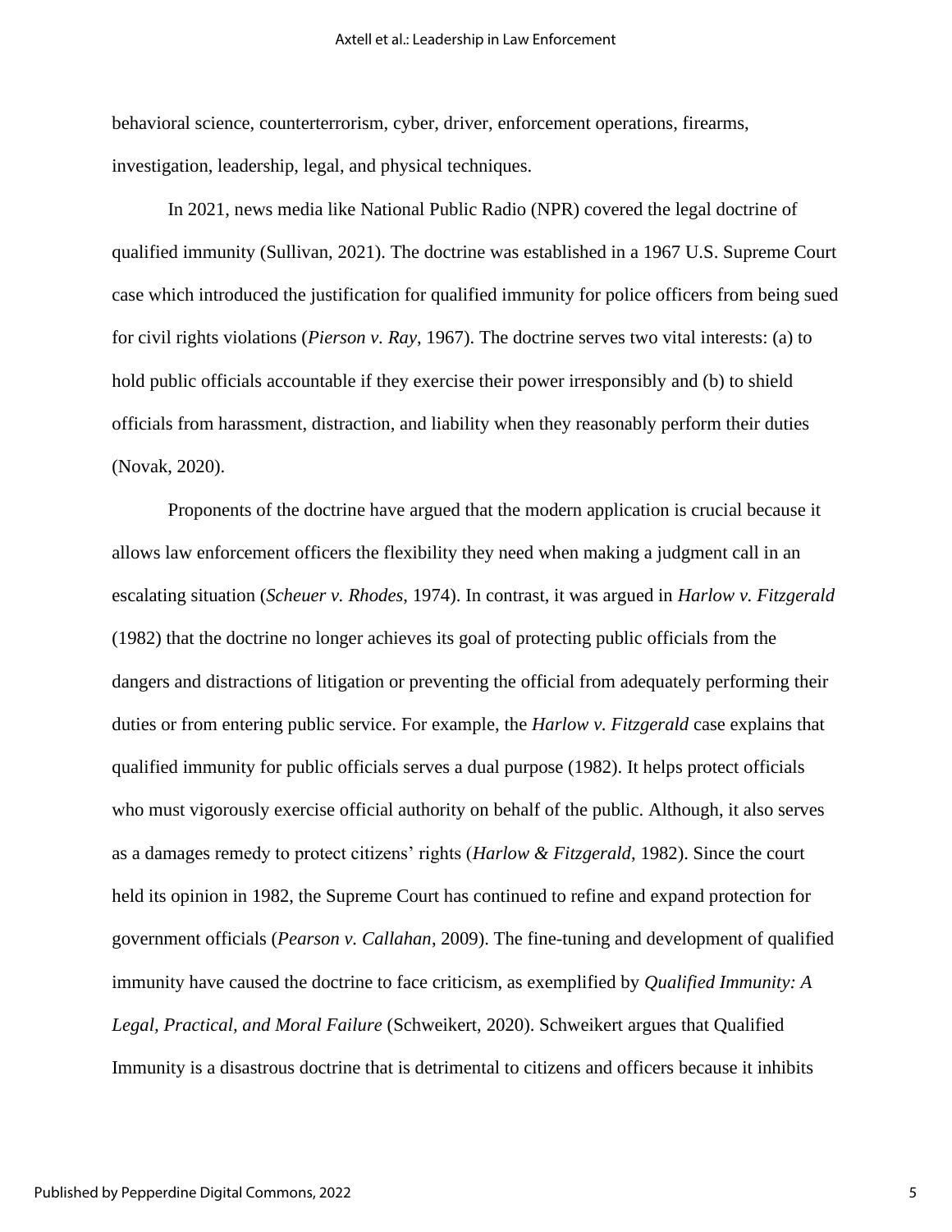behavioral science, counterterrorism, cyber, driver, enforcement operations, firearms, investigation, leadership, legal, and physical techniques.

In 2021, news media like National Public Radio (NPR) covered the legal doctrine of qualified immunity (Sullivan, 2021). The doctrine was established in a 1967 U.S. Supreme Court case which introduced the justification for qualified immunity for police officers from being sued for civil rights violations (*Pierson v. Ray*, 1967). The doctrine serves two vital interests: (a) to hold public officials accountable if they exercise their power irresponsibly and (b) to shield officials from harassment, distraction, and liability when they reasonably perform their duties (Novak, 2020).

Proponents of the doctrine have argued that the modern application is crucial because it allows law enforcement officers the flexibility they need when making a judgment call in an escalating situation (*Scheuer v. Rhodes*, 1974). In contrast, it was argued in *Harlow v. Fitzgerald* (1982) that the doctrine no longer achieves its goal of protecting public officials from the dangers and distractions of litigation or preventing the official from adequately performing their duties or from entering public service. For example, the *Harlow v. Fitzgerald* case explains that qualified immunity for public officials serves a dual purpose (1982). It helps protect officials who must vigorously exercise official authority on behalf of the public. Although, it also serves as a damages remedy to protect citizens' rights (*Harlow & Fitzgerald*, 1982). Since the court held its opinion in 1982, the Supreme Court has continued to refine and expand protection for government officials (*Pearson v. Callahan*, 2009). The fine-tuning and development of qualified immunity have caused the doctrine to face criticism, as exemplified by *Qualified Immunity: A Legal, Practical, and Moral Failure* (Schweikert, 2020). Schweikert argues that Qualified Immunity is a disastrous doctrine that is detrimental to citizens and officers because it inhibits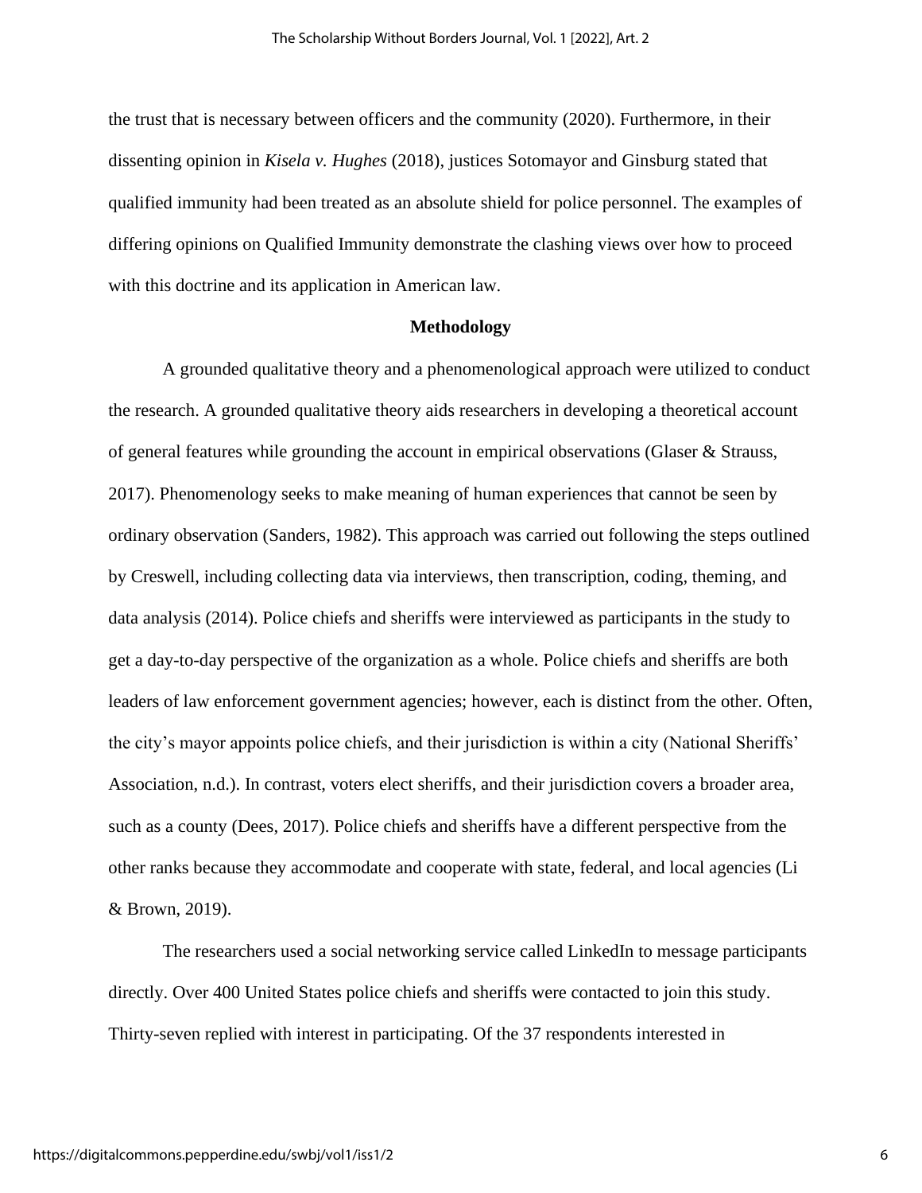the trust that is necessary between officers and the community (2020). Furthermore, in their dissenting opinion in *Kisela v. Hughes* (2018), justices Sotomayor and Ginsburg stated that qualified immunity had been treated as an absolute shield for police personnel. The examples of differing opinions on Qualified Immunity demonstrate the clashing views over how to proceed with this doctrine and its application in American law.

## Methodology

A grounded qualitative theory and a phenomenological approach were utilized to conduct the research. A grounded qualitative theory aids researchers in developing a theoretical account of general features while grounding the account in empirical observations (Glaser & Strauss, 2017). Phenomenology seeks to make meaning of human experiences that cannot be seen by ordinary observation (Sanders, 1982). This approach was carried out following the steps outlined by Creswell, including collecting data via interviews, then transcription, coding, theming, and data analysis (2014). Police chiefs and sheriffs were interviewed as participants in the study to get a day-to-day perspective of the organization as a whole. Police chiefs and sheriffs are both leaders of law enforcement government agencies; however, each is distinct from the other. Often, the city's mayor appoints police chiefs, and their jurisdiction is within a city (National Sheriffs' Association, n.d.). In contrast, voters elect sheriffs, and their jurisdiction covers a broader area, such as a county (Dees, 2017). Police chiefs and sheriffs have a different perspective from the other ranks because they accommodate and cooperate with state, federal, and local agencies (Li & Brown, 2019).

The researchers used a social networking service called LinkedIn to message participants directly. Over 400 United States police chiefs and sheriffs were contacted to join this study. Thirty-seven replied with interest in participating. Of the 37 respondents interested in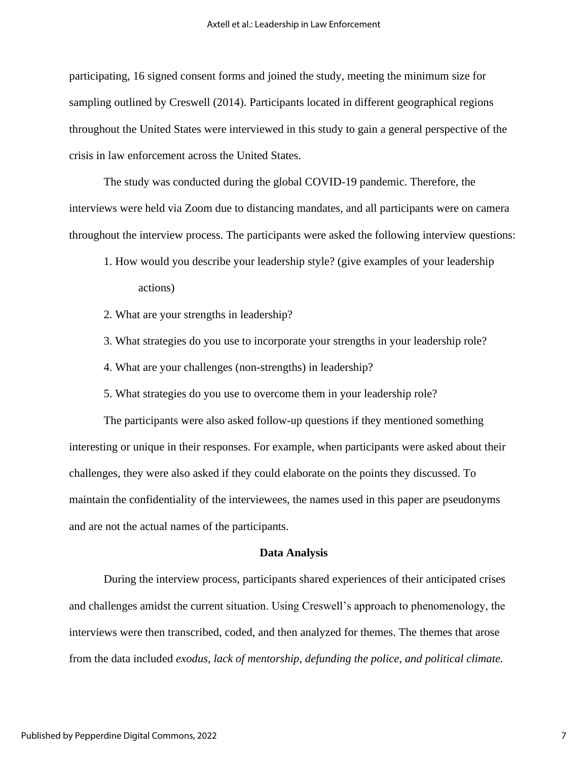participating, 16 signed consent forms and joined the study, meeting the minimum size for sampling outlined by Creswell (2014). Participants located in different geographical regions throughout the United States were interviewed in this study to gain a general perspective of the crisis in law enforcement across the United States.

The study was conducted during the global COVID-19 pandemic. Therefore, the interviews were held via Zoom due to distancing mandates, and all participants were on camera throughout the interview process. The participants were asked the following interview questions:

1. How would you describe your leadership style? (give examples of your leadership actions)
2. What are your strengths in leadership?
3. What strategies do you use to incorporate your strengths in your leadership role?
4. What are your challenges (non-strengths) in leadership?
5. What strategies do you use to overcome them in your leadership role?

The participants were also asked follow-up questions if they mentioned something interesting or unique in their responses. For example, when participants were asked about their challenges, they were also asked if they could elaborate on the points they discussed. To maintain the confidentiality of the interviewees, the names used in this paper are pseudonyms and are not the actual names of the participants.

## Data Analysis

During the interview process, participants shared experiences of their anticipated crises and challenges amidst the current situation. Using Creswell's approach to phenomenology, the interviews were then transcribed, coded, and then analyzed for themes. The themes that arose from the data included *exodus, lack of mentorship, defunding the police, and political climate.*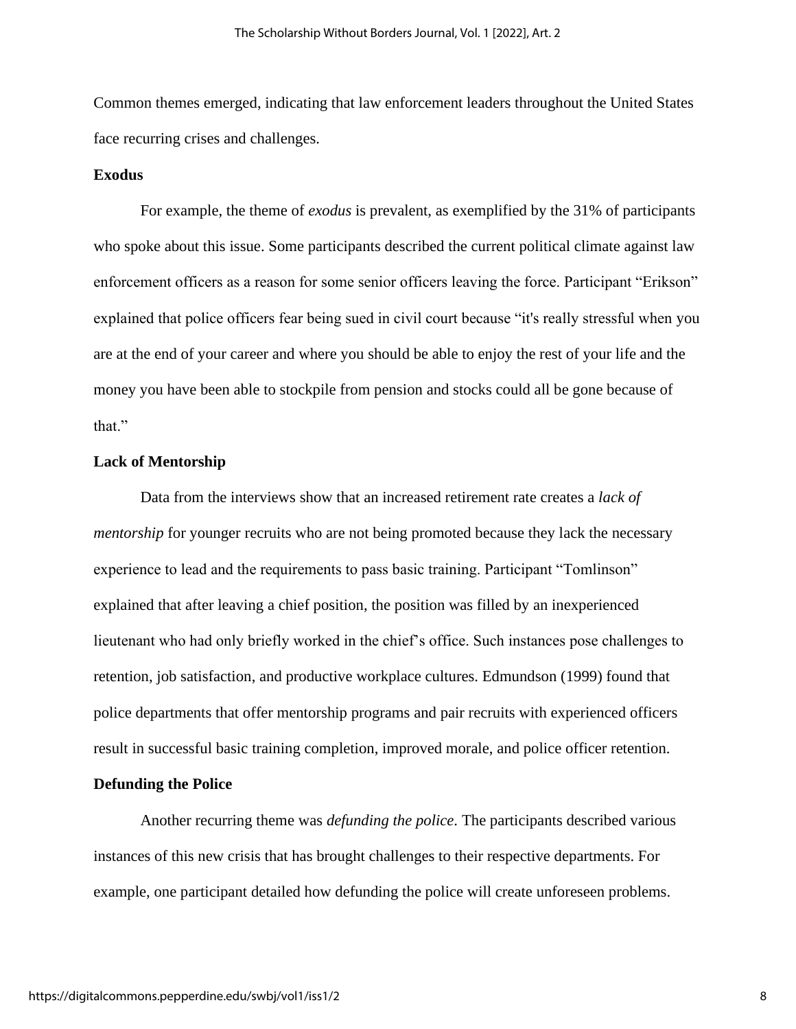Common themes emerged, indicating that law enforcement leaders throughout the United States face recurring crises and challenges.

### Exodus

For example, the theme of *exodus* is prevalent, as exemplified by the 31% of participants who spoke about this issue. Some participants described the current political climate against law enforcement officers as a reason for some senior officers leaving the force. Participant "Erikson" explained that police officers fear being sued in civil court because "it's really stressful when you are at the end of your career and where you should be able to enjoy the rest of your life and the money you have been able to stockpile from pension and stocks could all be gone because of that."

### Lack of Mentorship

Data from the interviews show that an increased retirement rate creates a *lack of mentorship* for younger recruits who are not being promoted because they lack the necessary experience to lead and the requirements to pass basic training. Participant "Tomlinson" explained that after leaving a chief position, the position was filled by an inexperienced lieutenant who had only briefly worked in the chief's office. Such instances pose challenges to retention, job satisfaction, and productive workplace cultures. Edmundson (1999) found that police departments that offer mentorship programs and pair recruits with experienced officers result in successful basic training completion, improved morale, and police officer retention.

### Defunding the Police

Another recurring theme was *defunding the police*. The participants described various instances of this new crisis that has brought challenges to their respective departments. For example, one participant detailed how defunding the police will create unforeseen problems.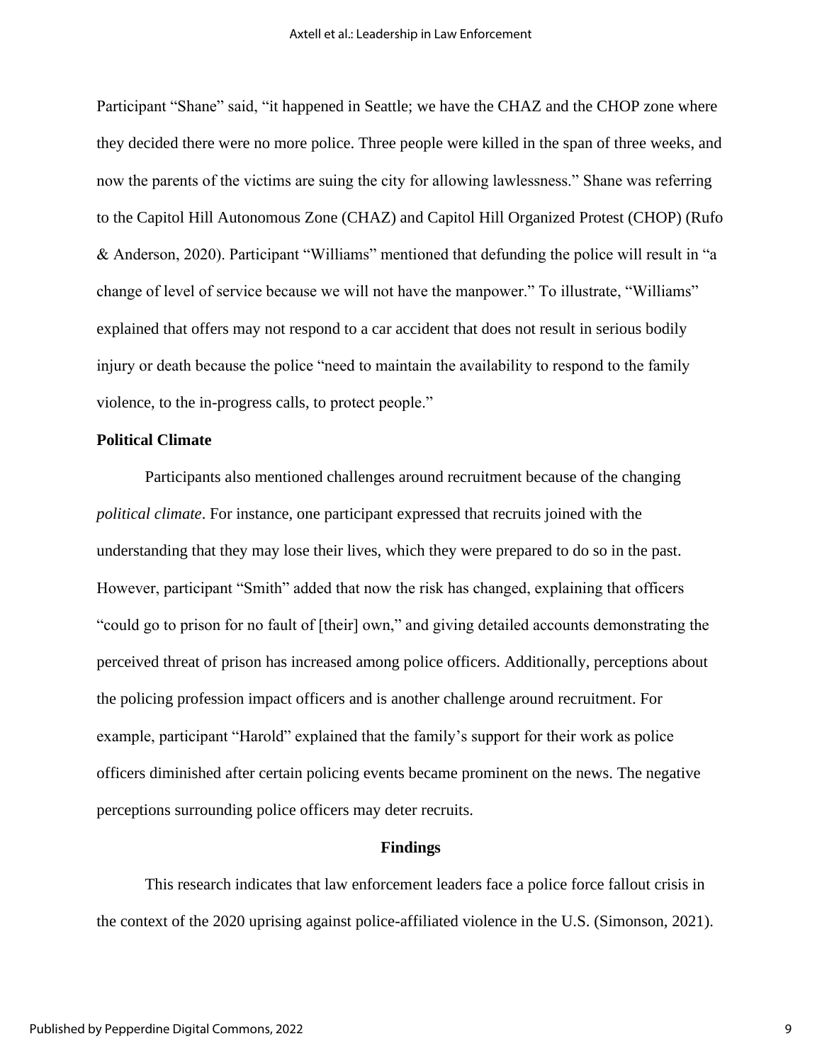Participant "Shane" said, "it happened in Seattle; we have the CHAZ and the CHOP zone where they decided there were no more police. Three people were killed in the span of three weeks, and now the parents of the victims are suing the city for allowing lawlessness." Shane was referring to the Capitol Hill Autonomous Zone (CHAZ) and Capitol Hill Organized Protest (CHOP) (Rufo & Anderson, 2020). Participant "Williams" mentioned that defunding the police will result in "a change of level of service because we will not have the manpower." To illustrate, "Williams" explained that offers may not respond to a car accident that does not result in serious bodily injury or death because the police "need to maintain the availability to respond to the family violence, to the in-progress calls, to protect people."

### Political Climate

Participants also mentioned challenges around recruitment because of the changing *political climate*. For instance, one participant expressed that recruits joined with the understanding that they may lose their lives, which they were prepared to do so in the past. However, participant "Smith" added that now the risk has changed, explaining that officers "could go to prison for no fault of [their] own," and giving detailed accounts demonstrating the perceived threat of prison has increased among police officers. Additionally, perceptions about the policing profession impact officers and is another challenge around recruitment. For example, participant "Harold" explained that the family's support for their work as police officers diminished after certain policing events became prominent on the news. The negative perceptions surrounding police officers may deter recruits.

## Findings

This research indicates that law enforcement leaders face a police force fallout crisis in the context of the 2020 uprising against police-affiliated violence in the U.S. (Simonson, 2021).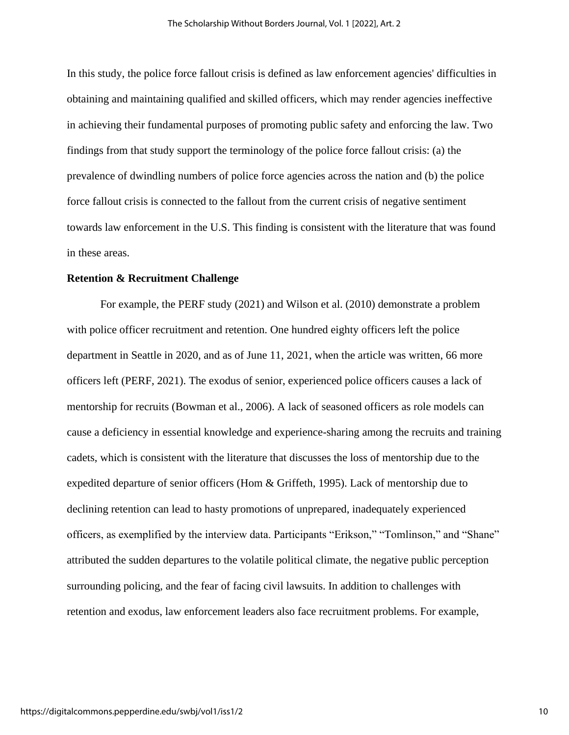In this study, the police force fallout crisis is defined as law enforcement agencies' difficulties in obtaining and maintaining qualified and skilled officers, which may render agencies ineffective in achieving their fundamental purposes of promoting public safety and enforcing the law. Two findings from that study support the terminology of the police force fallout crisis: (a) the prevalence of dwindling numbers of police force agencies across the nation and (b) the police force fallout crisis is connected to the fallout from the current crisis of negative sentiment towards law enforcement in the U.S. This finding is consistent with the literature that was found in these areas.

**Retention & Recruitment Challenge**

For example, the PERF study (2021) and Wilson et al. (2010) demonstrate a problem with police officer recruitment and retention. One hundred eighty officers left the police department in Seattle in 2020, and as of June 11, 2021, when the article was written, 66 more officers left (PERF, 2021). The exodus of senior, experienced police officers causes a lack of mentorship for recruits (Bowman et al., 2006). A lack of seasoned officers as role models can cause a deficiency in essential knowledge and experience-sharing among the recruits and training cadets, which is consistent with the literature that discusses the loss of mentorship due to the expedited departure of senior officers (Hom & Griffeth, 1995). Lack of mentorship due to declining retention can lead to hasty promotions of unprepared, inadequately experienced officers, as exemplified by the interview data. Participants "Erikson," "Tomlinson," and "Shane" attributed the sudden departures to the volatile political climate, the negative public perception surrounding policing, and the fear of facing civil lawsuits. In addition to challenges with retention and exodus, law enforcement leaders also face recruitment problems. For example,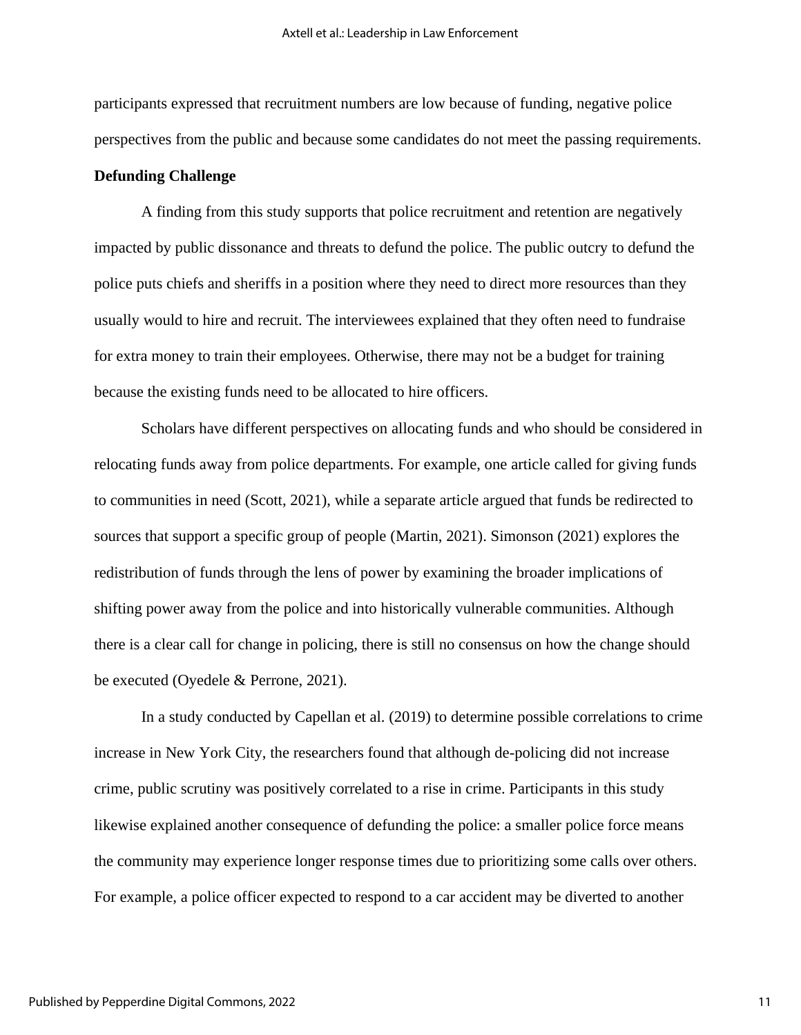participants expressed that recruitment numbers are low because of funding, negative police perspectives from the public and because some candidates do not meet the passing requirements.

**Defunding Challenge**

A finding from this study supports that police recruitment and retention are negatively impacted by public dissonance and threats to defund the police. The public outcry to defund the police puts chiefs and sheriffs in a position where they need to direct more resources than they usually would to hire and recruit. The interviewees explained that they often need to fundraise for extra money to train their employees. Otherwise, there may not be a budget for training because the existing funds need to be allocated to hire officers.

Scholars have different perspectives on allocating funds and who should be considered in relocating funds away from police departments. For example, one article called for giving funds to communities in need (Scott, 2021), while a separate article argued that funds be redirected to sources that support a specific group of people (Martin, 2021). Simonson (2021) explores the redistribution of funds through the lens of power by examining the broader implications of shifting power away from the police and into historically vulnerable communities. Although there is a clear call for change in policing, there is still no consensus on how the change should be executed (Oyedele & Perrone, 2021).

In a study conducted by Capellan et al. (2019) to determine possible correlations to crime increase in New York City, the researchers found that although de-policing did not increase crime, public scrutiny was positively correlated to a rise in crime. Participants in this study likewise explained another consequence of defunding the police: a smaller police force means the community may experience longer response times due to prioritizing some calls over others. For example, a police officer expected to respond to a car accident may be diverted to another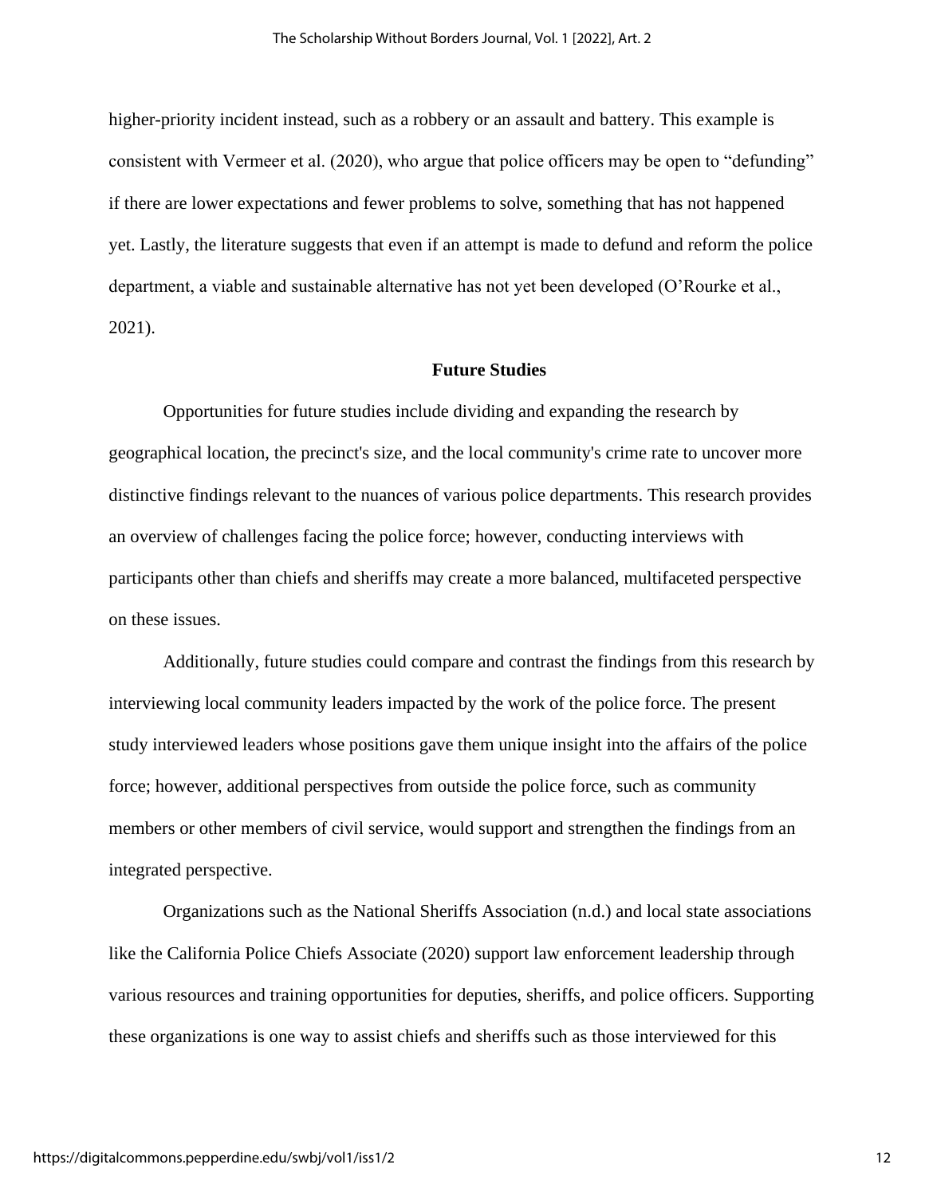higher-priority incident instead, such as a robbery or an assault and battery. This example is consistent with Vermeer et al. (2020), who argue that police officers may be open to "defunding" if there are lower expectations and fewer problems to solve, something that has not happened yet. Lastly, the literature suggests that even if an attempt is made to defund and reform the police department, a viable and sustainable alternative has not yet been developed (O'Rourke et al., 2021).

## Future Studies

Opportunities for future studies include dividing and expanding the research by geographical location, the precinct's size, and the local community's crime rate to uncover more distinctive findings relevant to the nuances of various police departments. This research provides an overview of challenges facing the police force; however, conducting interviews with participants other than chiefs and sheriffs may create a more balanced, multifaceted perspective on these issues.

Additionally, future studies could compare and contrast the findings from this research by interviewing local community leaders impacted by the work of the police force. The present study interviewed leaders whose positions gave them unique insight into the affairs of the police force; however, additional perspectives from outside the police force, such as community members or other members of civil service, would support and strengthen the findings from an integrated perspective.

Organizations such as the National Sheriffs Association (n.d.) and local state associations like the California Police Chiefs Associate (2020) support law enforcement leadership through various resources and training opportunities for deputies, sheriffs, and police officers. Supporting these organizations is one way to assist chiefs and sheriffs such as those interviewed for this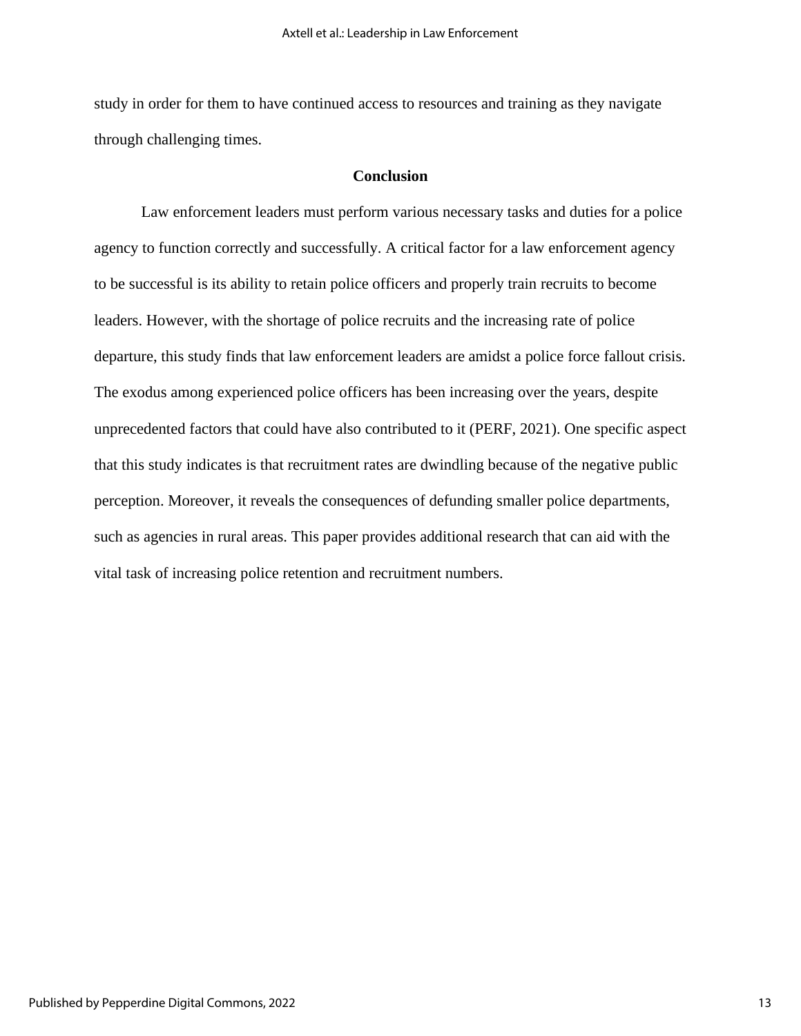study in order for them to have continued access to resources and training as they navigate through challenging times.

## Conclusion

Law enforcement leaders must perform various necessary tasks and duties for a police agency to function correctly and successfully. A critical factor for a law enforcement agency to be successful is its ability to retain police officers and properly train recruits to become leaders. However, with the shortage of police recruits and the increasing rate of police departure, this study finds that law enforcement leaders are amidst a police force fallout crisis. The exodus among experienced police officers has been increasing over the years, despite unprecedented factors that could have also contributed to it (PERF, 2021). One specific aspect that this study indicates is that recruitment rates are dwindling because of the negative public perception. Moreover, it reveals the consequences of defunding smaller police departments, such as agencies in rural areas. This paper provides additional research that can aid with the vital task of increasing police retention and recruitment numbers.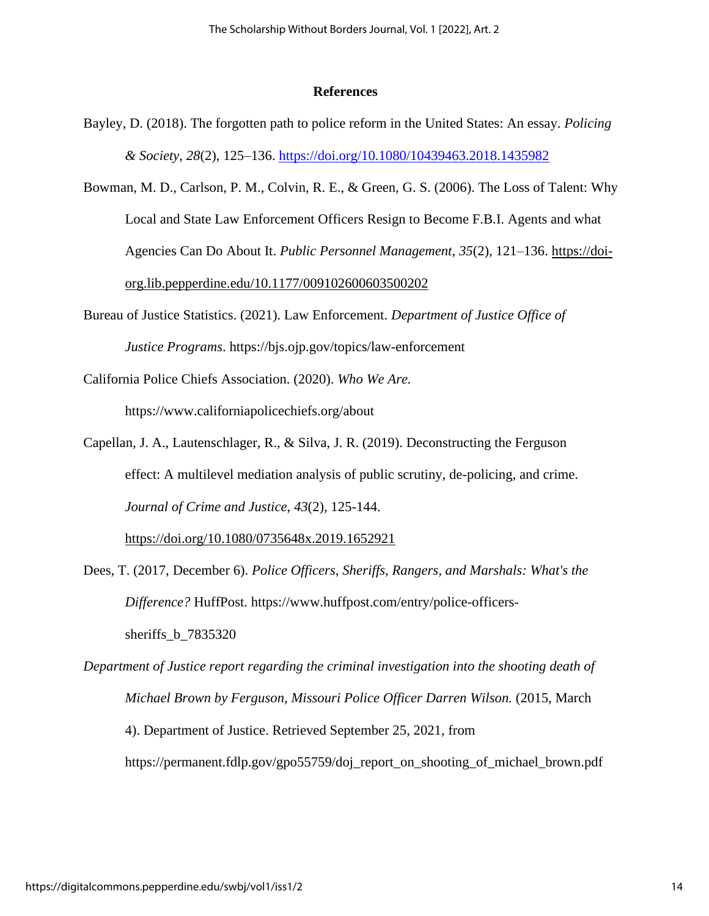## References

Bayley, D. (2018). The forgotten path to police reform in the United States: An essay. *Policing & Society*, *28*(2), 125–136. https://doi.org/10.1080/10439463.2018.1435982

Bowman, M. D., Carlson, P. M., Colvin, R. E., & Green, G. S. (2006). The Loss of Talent: Why Local and State Law Enforcement Officers Resign to Become F.B.I. Agents and what Agencies Can Do About It. *Public Personnel Management*, *35*(2), 121–136. https://doi-org.lib.pepperdine.edu/10.1177/009102600603500202

Bureau of Justice Statistics. (2021). Law Enforcement. *Department of Justice Office of Justice Programs*. https://bjs.ojp.gov/topics/law-enforcement

California Police Chiefs Association. (2020). *Who We Are.* https://www.californiapolicechiefs.org/about

Capellan, J. A., Lautenschlager, R., & Silva, J. R. (2019). Deconstructing the Ferguson effect: A multilevel mediation analysis of public scrutiny, de-policing, and crime. *Journal of Crime and Justice*, *43*(2), 125-144. https://doi.org/10.1080/0735648x.2019.1652921

Dees, T. (2017, December 6). *Police Officers, Sheriffs, Rangers, and Marshals: What's the Difference?* HuffPost. https://www.huffpost.com/entry/police-officers-sheriffs_b_7835320

*Department of Justice report regarding the criminal investigation into the shooting death of Michael Brown by Ferguson, Missouri Police Officer Darren Wilson.* (2015, March 4). Department of Justice. Retrieved September 25, 2021, from https://permanent.fdlp.gov/gpo55759/doj_report_on_shooting_of_michael_brown.pdf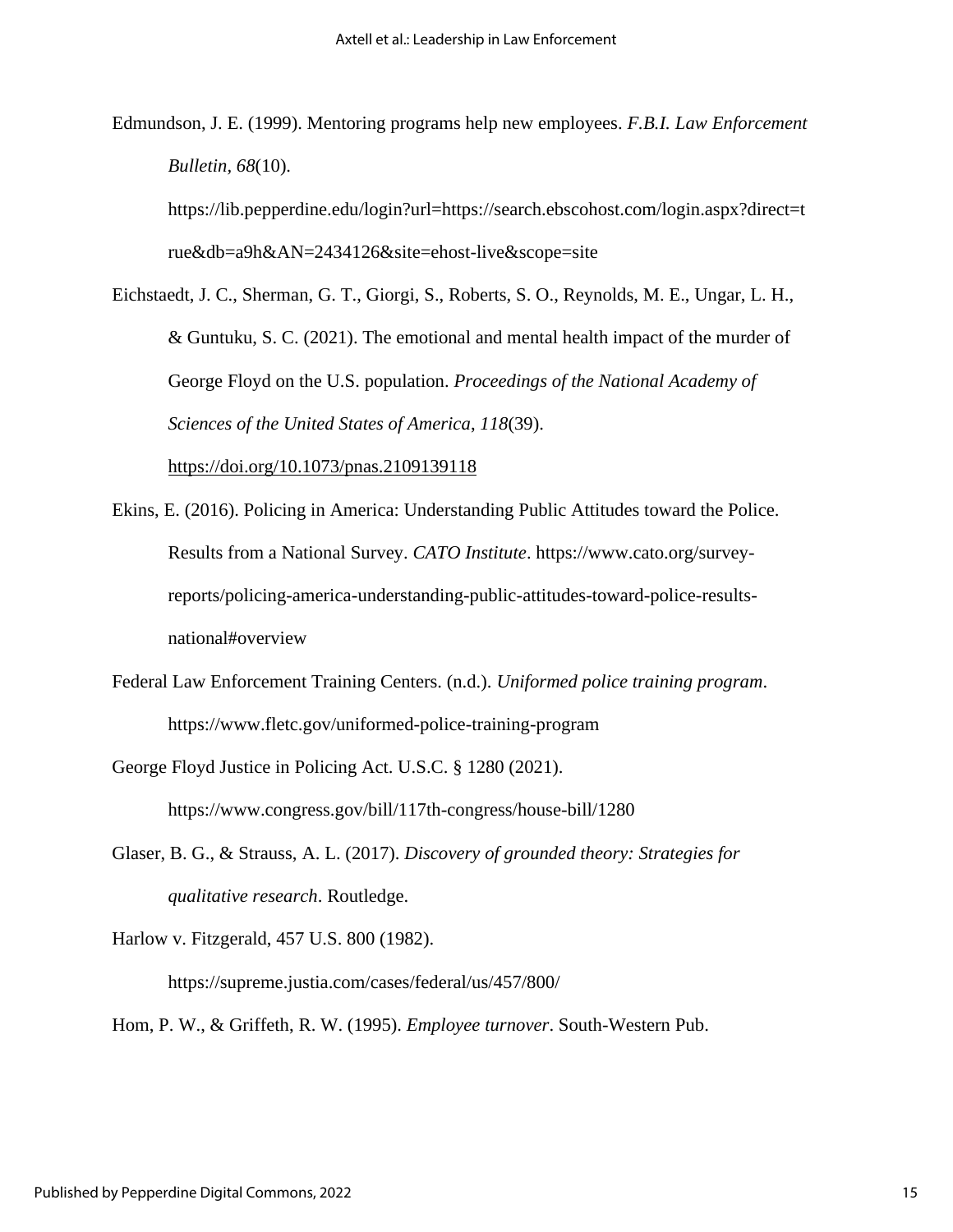Edmundson, J. E. (1999). Mentoring programs help new employees. *F.B.I. Law Enforcement Bulletin*, *68*(10). https://lib.pepperdine.edu/login?url=https://search.ebscohost.com/login.aspx?direct=true&db=a9h&AN=2434126&site=ehost-live&scope=site

Eichstaedt, J. C., Sherman, G. T., Giorgi, S., Roberts, S. O., Reynolds, M. E., Ungar, L. H., & Guntuku, S. C. (2021). The emotional and mental health impact of the murder of George Floyd on the U.S. population. *Proceedings of the National Academy of Sciences of the United States of America*, *118*(39). https://doi.org/10.1073/pnas.2109139118

Ekins, E. (2016). Policing in America: Understanding Public Attitudes toward the Police. Results from a National Survey. *CATO Institute*. https://www.cato.org/survey-reports/policing-america-understanding-public-attitudes-toward-police-results-national#overview

Federal Law Enforcement Training Centers. (n.d.). *Uniformed police training program*. https://www.fletc.gov/uniformed-police-training-program

George Floyd Justice in Policing Act. U.S.C. § 1280 (2021). https://www.congress.gov/bill/117th-congress/house-bill/1280

Glaser, B. G., & Strauss, A. L. (2017). *Discovery of grounded theory: Strategies for qualitative research*. Routledge.

Harlow v. Fitzgerald, 457 U.S. 800 (1982). https://supreme.justia.com/cases/federal/us/457/800/

Hom, P. W., & Griffeth, R. W. (1995). *Employee turnover*. South-Western Pub.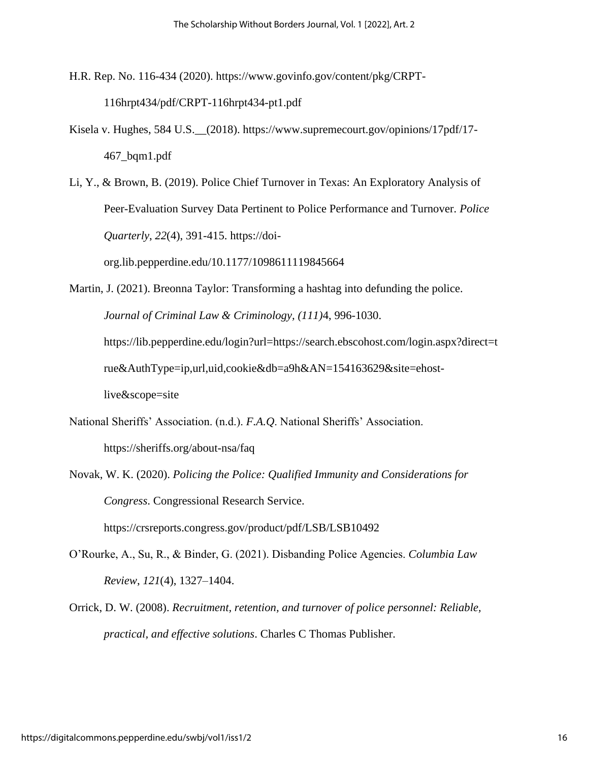H.R. Rep. No. 116-434 (2020). https://www.govinfo.gov/content/pkg/CRPT-116hrpt434/pdf/CRPT-116hrpt434-pt1.pdf

Kisela v. Hughes, 584 U.S.__(2018). https://www.supremecourt.gov/opinions/17pdf/17-467_bqm1.pdf

Li, Y., & Brown, B. (2019). Police Chief Turnover in Texas: An Exploratory Analysis of Peer-Evaluation Survey Data Pertinent to Police Performance and Turnover. *Police Quarterly*, *22*(4), 391-415. https://doi-org.lib.pepperdine.edu/10.1177/1098611119845664

Martin, J. (2021). Breonna Taylor: Transforming a hashtag into defunding the police. *Journal of Criminal Law & Criminology*, *(111)*4, 996-1030. https://lib.pepperdine.edu/login?url=https://search.ebscohost.com/login.aspx?direct=true&AuthType=ip,url,uid,cookie&db=a9h&AN=154163629&site=ehost-live&scope=site

National Sheriffs' Association. (n.d.). *F.A.Q*. National Sheriffs' Association. https://sheriffs.org/about-nsa/faq

Novak, W. K. (2020). *Policing the Police: Qualified Immunity and Considerations for Congress*. Congressional Research Service. https://crsreports.congress.gov/product/pdf/LSB/LSB10492

O'Rourke, A., Su, R., & Binder, G. (2021). Disbanding Police Agencies. *Columbia Law Review*, *121*(4), 1327–1404.

Orrick, D. W. (2008). *Recruitment, retention, and turnover of police personnel: Reliable, practical, and effective solutions*. Charles C Thomas Publisher.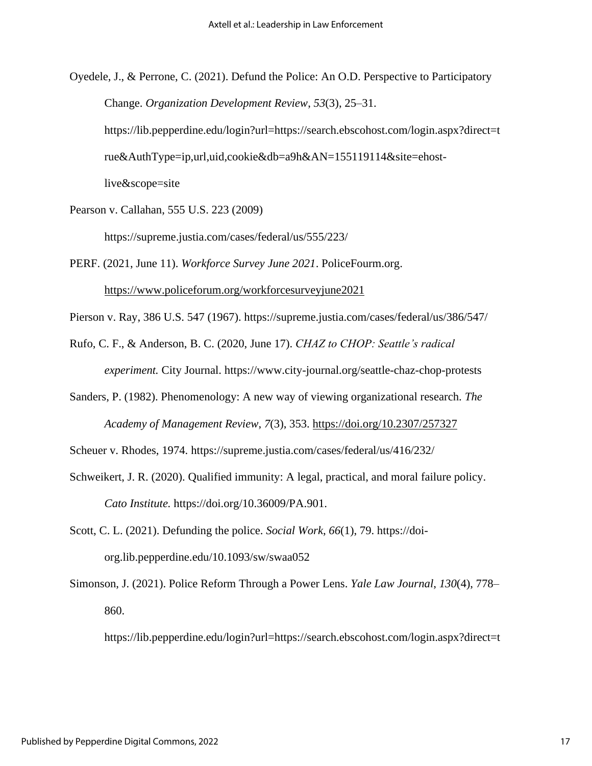Oyedele, J., & Perrone, C. (2021). Defund the Police: An O.D. Perspective to Participatory Change. *Organization Development Review*, *53*(3), 25–31. https://lib.pepperdine.edu/login?url=https://search.ebscohost.com/login.aspx?direct=true&AuthType=ip,url,uid,cookie&db=a9h&AN=155119114&site=ehost-live&scope=site

Pearson v. Callahan, 555 U.S. 223 (2009) https://supreme.justia.com/cases/federal/us/555/223/

PERF. (2021, June 11). *Workforce Survey June 2021*. PoliceFourm.org. https://www.policeforum.org/workforcesurveyjune2021

Pierson v. Ray, 386 U.S. 547 (1967). https://supreme.justia.com/cases/federal/us/386/547/

Rufo, C. F., & Anderson, B. C. (2020, June 17). *CHAZ to CHOP: Seattle's radical experiment.* City Journal. https://www.city-journal.org/seattle-chaz-chop-protests

Sanders, P. (1982). Phenomenology: A new way of viewing organizational research. *The Academy of Management Review*, *7*(3), 353. https://doi.org/10.2307/257327

Scheuer v. Rhodes, 1974. https://supreme.justia.com/cases/federal/us/416/232/

Schweikert, J. R. (2020). Qualified immunity: A legal, practical, and moral failure policy. *Cato Institute.* https://doi.org/10.36009/PA.901.

Scott, C. L. (2021). Defunding the police. *Social Work*, *66*(1), 79. https://doi-org.lib.pepperdine.edu/10.1093/sw/swaa052

Simonson, J. (2021). Police Reform Through a Power Lens. *Yale Law Journal*, *130*(4), 778–860. https://lib.pepperdine.edu/login?url=https://search.ebscohost.com/login.aspx?direct=t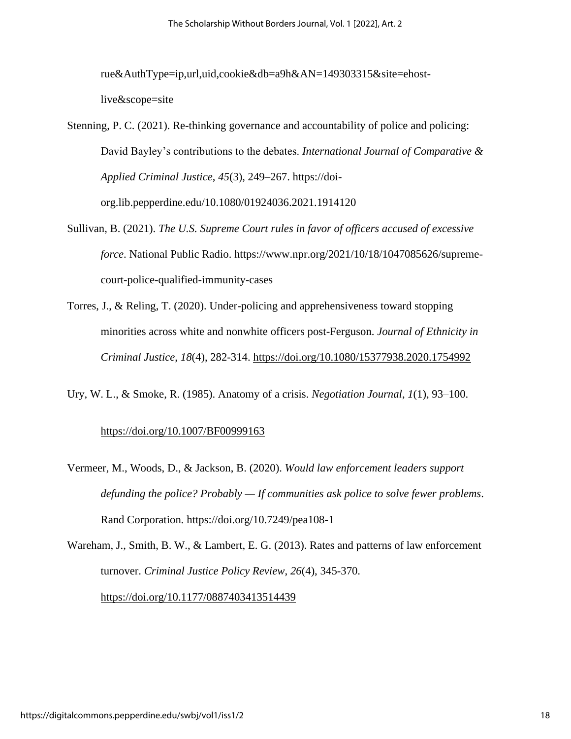rue&AuthType=ip,url,uid,cookie&db=a9h&AN=149303315&site=ehost-live&scope=site

Stenning, P. C. (2021). Re-thinking governance and accountability of police and policing: David Bayley's contributions to the debates. *International Journal of Comparative & Applied Criminal Justice*, *45*(3), 249–267. https://doi-org.lib.pepperdine.edu/10.1080/01924036.2021.1914120

Sullivan, B. (2021). *The U.S. Supreme Court rules in favor of officers accused of excessive force*. National Public Radio. https://www.npr.org/2021/10/18/1047085626/supreme-court-police-qualified-immunity-cases

Torres, J., & Reling, T. (2020). Under-policing and apprehensiveness toward stopping minorities across white and nonwhite officers post-Ferguson. *Journal of Ethnicity in Criminal Justice*, *18*(4), 282-314. https://doi.org/10.1080/15377938.2020.1754992

Ury, W. L., & Smoke, R. (1985). Anatomy of a crisis. *Negotiation Journal*, *1*(1), 93–100. https://doi.org/10.1007/BF00999163

Vermeer, M., Woods, D., & Jackson, B. (2020). *Would law enforcement leaders support defunding the police? Probably — If communities ask police to solve fewer problems*. Rand Corporation. https://doi.org/10.7249/pea108-1

Wareham, J., Smith, B. W., & Lambert, E. G. (2013). Rates and patterns of law enforcement turnover. *Criminal Justice Policy Review*, *26*(4), 345-370. https://doi.org/10.1177/0887403413514439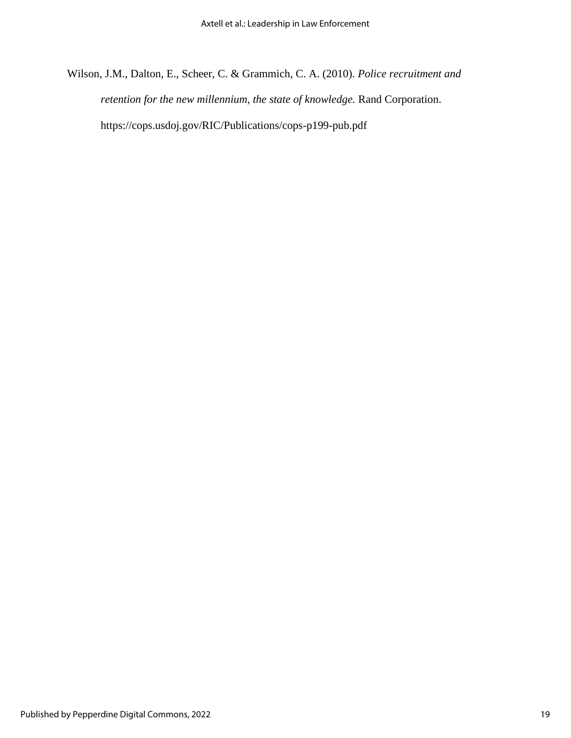Wilson, J.M., Dalton, E., Scheer, C. & Grammich, C. A. (2010). *Police recruitment and retention for the new millennium, the state of knowledge.* Rand Corporation. https://cops.usdoj.gov/RIC/Publications/cops-p199-pub.pdf